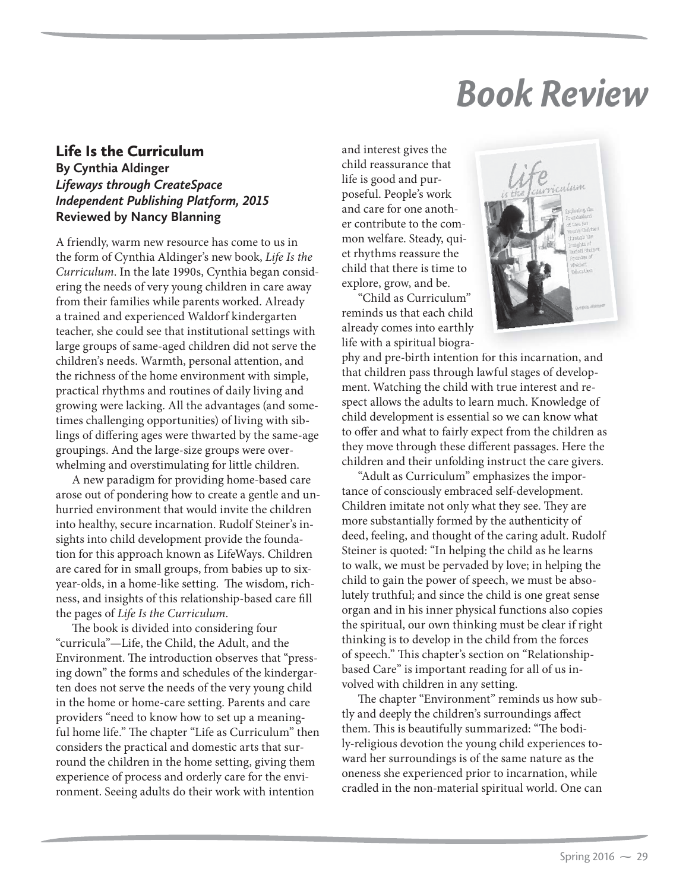# Book Review

## Life Is the Curriculum

**By Cynthia Aldinger**
***Lifeways through CreateSpace Independent Publishing Platform, 2015***
**Reviewed by Nancy Blanning**

A friendly, warm new resource has come to us in the form of Cynthia Aldinger's new book, *Life Is the Curriculum*. In the late 1990s, Cynthia began considering the needs of very young children in care away from their families while parents worked. Already a trained and experienced Waldorf kindergarten teacher, she could see that institutional settings with large groups of same-aged children did not serve the children's needs. Warmth, personal attention, and the richness of the home environment with simple, practical rhythms and routines of daily living and growing were lacking. All the advantages (and sometimes challenging opportunities) of living with siblings of differing ages were thwarted by the same-age groupings. And the large-size groups were overwhelming and overstimulating for little children.

A new paradigm for providing home-based care arose out of pondering how to create a gentle and unhurried environment that would invite the children into healthy, secure incarnation. Rudolf Steiner's insights into child development provide the foundation for this approach known as LifeWays. Children are cared for in small groups, from babies up to six-year-olds, in a home-like setting. The wisdom, richness, and insights of this relationship-based care fill the pages of *Life Is the Curriculum*.

The book is divided into considering four "curricula"—Life, the Child, the Adult, and the Environment. The introduction observes that "pressing down" the forms and schedules of the kindergarten does not serve the needs of the very young child in the home or home-care setting. Parents and care providers "need to know how to set up a meaningful home life." The chapter "Life as Curriculum" then considers the practical and domestic arts that surround the children in the home setting, giving them experience of process and orderly care for the environment. Seeing adults do their work with intention and interest gives the child reassurance that life is good and purposeful. People's work and care for one another contribute to the common welfare. Steady, quiet rhythms reassure the child that there is time to explore, grow, and be.

"Child as Curriculum" reminds us that each child already comes into earthly life with a spiritual biography and pre-birth intention for this incarnation, and that children pass through lawful stages of development. Watching the child with true interest and respect allows the adults to learn much. Knowledge of child development is essential so we can know what to offer and what to fairly expect from the children as they move through these different passages. Here the children and their unfolding instruct the care givers.

"Adult as Curriculum" emphasizes the importance of consciously embraced self-development. Children imitate not only what they see. They are more substantially formed by the authenticity of deed, feeling, and thought of the caring adult. Rudolf Steiner is quoted: "In helping the child as he learns to walk, we must be pervaded by love; in helping the child to gain the power of speech, we must be absolutely truthful; and since the child is one great sense organ and in his inner physical functions also copies the spiritual, our own thinking must be clear if right thinking is to develop in the child from the forces of speech." This chapter's section on "Relationship-based Care" is important reading for all of us involved with children in any setting.

The chapter "Environment" reminds us how subtly and deeply the children's surroundings affect them. This is beautifully summarized: "The bodily-religious devotion the young child experiences toward her surroundings is of the same nature as the oneness she experienced prior to incarnation, while cradled in the non-material spiritual world. One can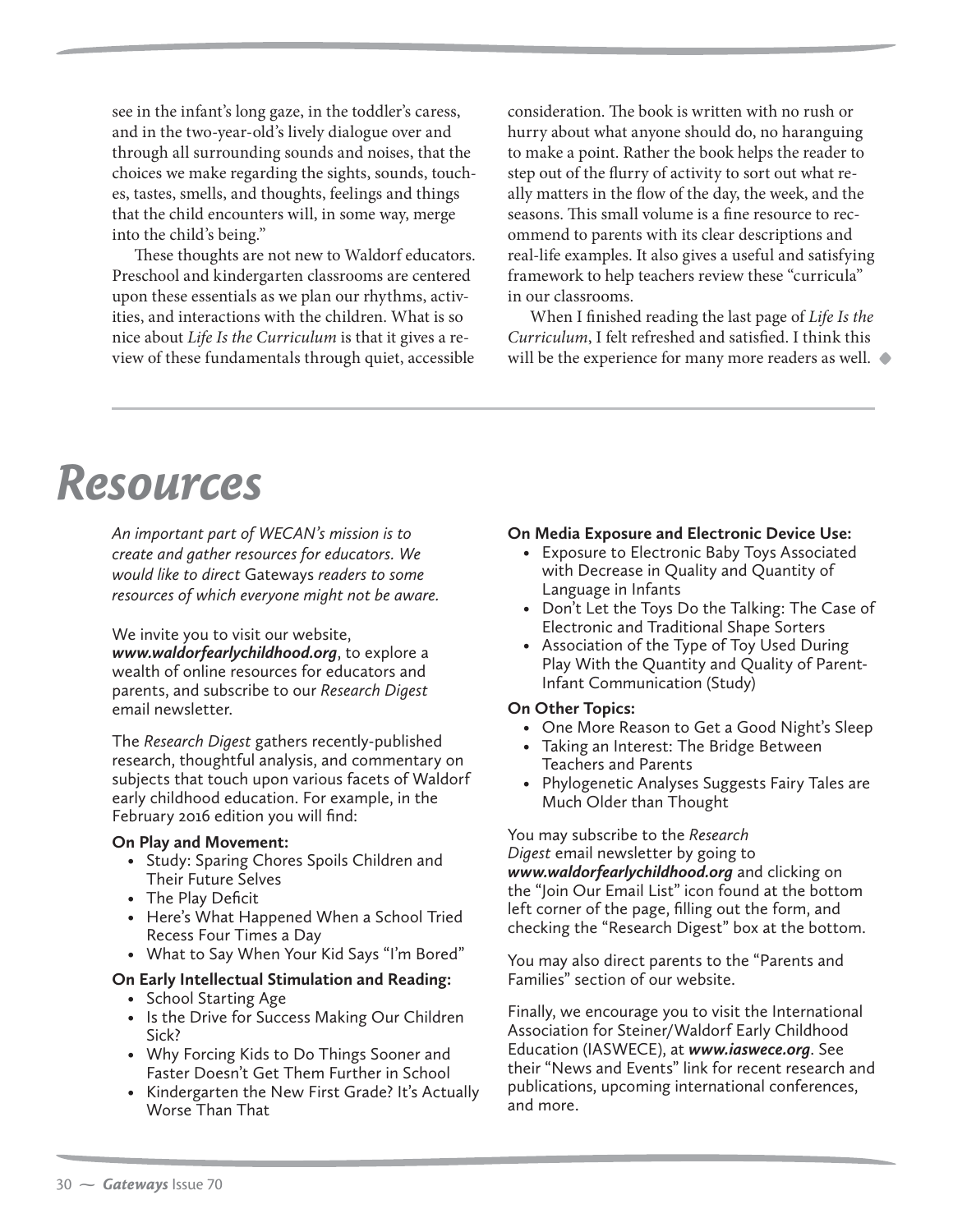see in the infant's long gaze, in the toddler's caress, and in the two-year-old's lively dialogue over and through all surrounding sounds and noises, that the choices we make regarding the sights, sounds, touches, tastes, smells, and thoughts, feelings and things that the child encounters will, in some way, merge into the child's being."

These thoughts are not new to Waldorf educators. Preschool and kindergarten classrooms are centered upon these essentials as we plan our rhythms, activities, and interactions with the children. What is so nice about *Life Is the Curriculum* is that it gives a review of these fundamentals through quiet, accessible consideration. The book is written with no rush or hurry about what anyone should do, no haranguing to make a point. Rather the book helps the reader to step out of the flurry of activity to sort out what really matters in the flow of the day, the week, and the seasons. This small volume is a fine resource to recommend to parents with its clear descriptions and real-life examples. It also gives a useful and satisfying framework to help teachers review these "curricula" in our classrooms.

When I finished reading the last page of *Life Is the Curriculum*, I felt refreshed and satisfied. I think this will be the experience for many more readers as well. ◆

# Resources

*An important part of WECAN's mission is to create and gather resources for educators. We would like to direct* Gateways *readers to some resources of which everyone might not be aware.*

We invite you to visit our website, ***www.waldorfearlychildhood.org***, to explore a wealth of online resources for educators and parents, and subscribe to our *Research Digest* email newsletter.

The *Research Digest* gathers recently-published research, thoughtful analysis, and commentary on subjects that touch upon various facets of Waldorf early childhood education. For example, in the February 2016 edition you will find:

**On Play and Movement:**

- Study: Sparing Chores Spoils Children and Their Future Selves
- The Play Deficit
- Here's What Happened When a School Tried Recess Four Times a Day
- What to Say When Your Kid Says "I'm Bored"

**On Early Intellectual Stimulation and Reading:**

- School Starting Age
- Is the Drive for Success Making Our Children Sick?
- Why Forcing Kids to Do Things Sooner and Faster Doesn't Get Them Further in School
- Kindergarten the New First Grade? It's Actually Worse Than That

**On Media Exposure and Electronic Device Use:**

- Exposure to Electronic Baby Toys Associated with Decrease in Quality and Quantity of Language in Infants
- Don't Let the Toys Do the Talking: The Case of Electronic and Traditional Shape Sorters
- Association of the Type of Toy Used During Play With the Quantity and Quality of Parent-Infant Communication (Study)

**On Other Topics:**

- One More Reason to Get a Good Night's Sleep
- Taking an Interest: The Bridge Between Teachers and Parents
- Phylogenetic Analyses Suggests Fairy Tales are Much Older than Thought

You may subscribe to the *Research Digest* email newsletter by going to ***www.waldorfearlychildhood.org*** and clicking on the "Join Our Email List" icon found at the bottom left corner of the page, filling out the form, and checking the "Research Digest" box at the bottom.

You may also direct parents to the "Parents and Families" section of our website.

Finally, we encourage you to visit the International Association for Steiner/Waldorf Early Childhood Education (IASWECE), at ***www.iaswece.org***. See their "News and Events" link for recent research and publications, upcoming international conferences, and more.